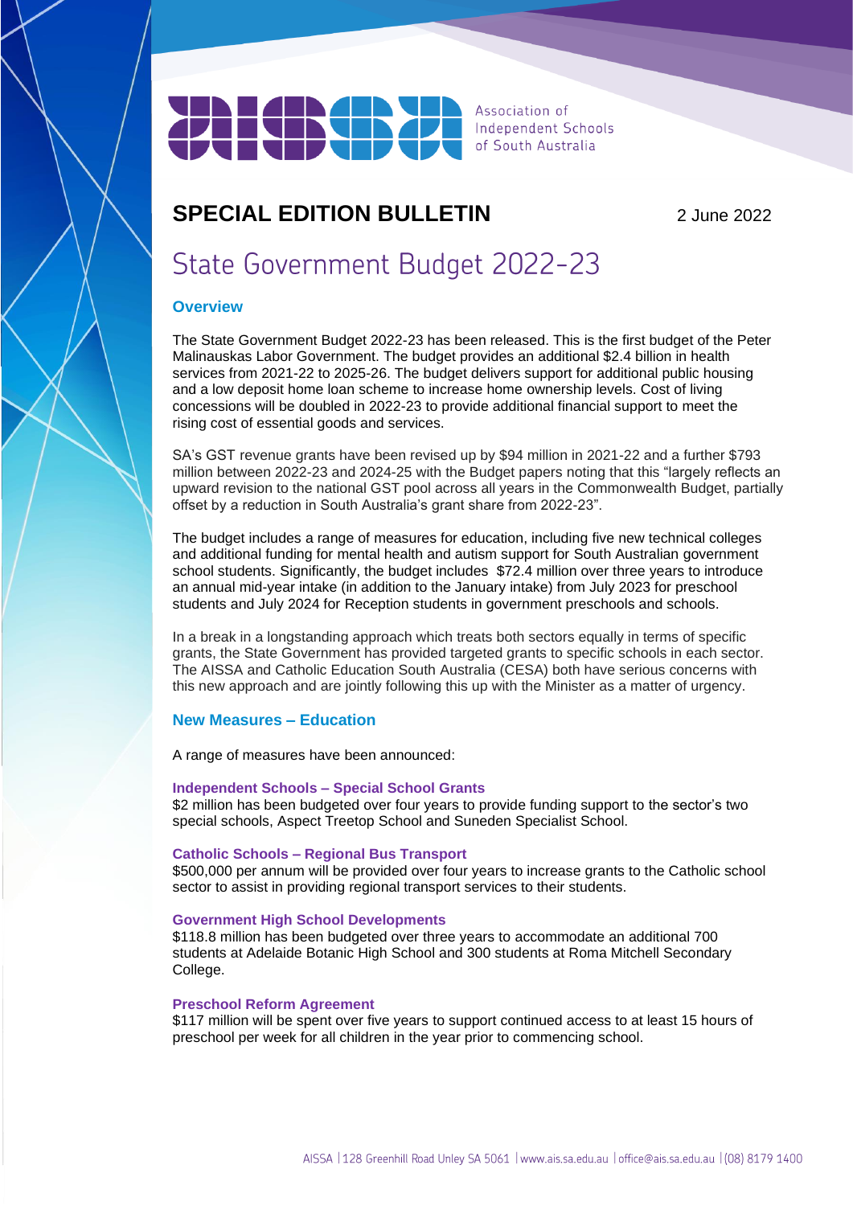Association of Independent Schools of South Australia

# SPECIAL EDITION BULLETIN

2 June 2022

# State Government Budget 2022-23

## Overview

The State Government Budget 2022-23 has been released. This is the first budget of the Peter Malinauskas Labor Government. The budget provides an additional $2.4 billion in health services from 2021-22 to 2025-26. The budget delivers support for additional public housing and a low deposit home loan scheme to increase home ownership levels. Cost of living concessions will be doubled in 2022-23 to provide additional financial support to meet the rising cost of essential goods and services.

SA's GST revenue grants have been revised up by $94 million in 2021-22 and a further $793 million between 2022-23 and 2024-25 with the Budget papers noting that this "largely reflects an upward revision to the national GST pool across all years in the Commonwealth Budget, partially offset by a reduction in South Australia's grant share from 2022-23".

The budget includes a range of measures for education, including five new technical colleges and additional funding for mental health and autism support for South Australian government school students. Significantly, the budget includes $72.4 million over three years to introduce an annual mid-year intake (in addition to the January intake) from July 2023 for preschool students and July 2024 for Reception students in government preschools and schools.

In a break in a longstanding approach which treats both sectors equally in terms of specific grants, the State Government has provided targeted grants to specific schools in each sector. The AISSA and Catholic Education South Australia (CESA) both have serious concerns with this new approach and are jointly following this up with the Minister as a matter of urgency.

## New Measures – Education

A range of measures have been announced:

### Independent Schools – Special School Grants

$2 million has been budgeted over four years to provide funding support to the sector's two special schools, Aspect Treetop School and Suneden Specialist School.

### Catholic Schools – Regional Bus Transport

$500,000 per annum will be provided over four years to increase grants to the Catholic school sector to assist in providing regional transport services to their students.

### Government High School Developments

$118.8 million has been budgeted over three years to accommodate an additional 700 students at Adelaide Botanic High School and 300 students at Roma Mitchell Secondary College.

### Preschool Reform Agreement

$117 million will be spent over five years to support continued access to at least 15 hours of preschool per week for all children in the year prior to commencing school.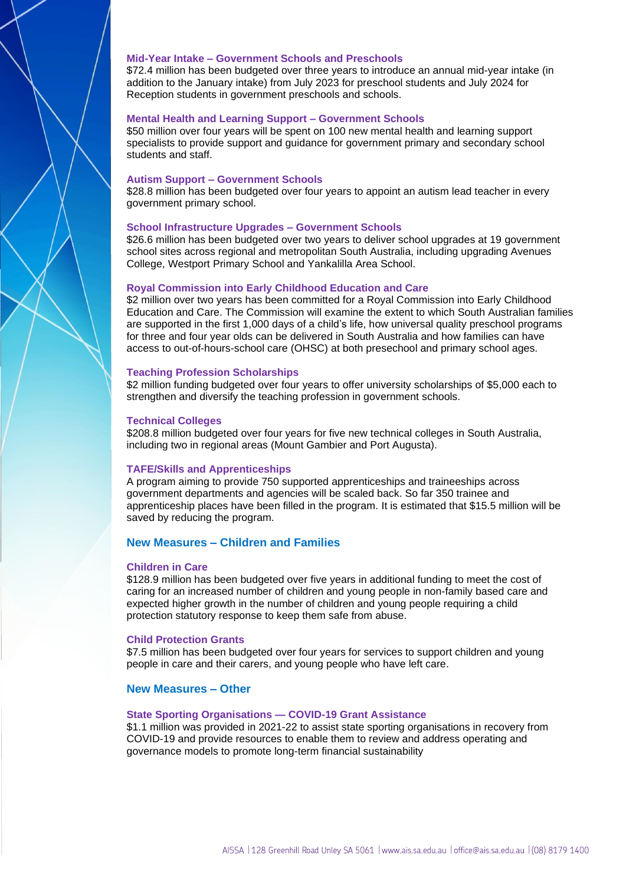### Mid-Year Intake – Government Schools and Preschools

$72.4 million has been budgeted over three years to introduce an annual mid-year intake (in addition to the January intake) from July 2023 for preschool students and July 2024 for Reception students in government preschools and schools.

### Mental Health and Learning Support – Government Schools

$50 million over four years will be spent on 100 new mental health and learning support specialists to provide support and guidance for government primary and secondary school students and staff.

### Autism Support – Government Schools

$28.8 million has been budgeted over four years to appoint an autism lead teacher in every government primary school.

### School Infrastructure Upgrades – Government Schools

$26.6 million has been budgeted over two years to deliver school upgrades at 19 government school sites across regional and metropolitan South Australia, including upgrading Avenues College, Westport Primary School and Yankalilla Area School.

### Royal Commission into Early Childhood Education and Care

$2 million over two years has been committed for a Royal Commission into Early Childhood Education and Care. The Commission will examine the extent to which South Australian families are supported in the first 1,000 days of a child's life, how universal quality preschool programs for three and four year olds can be delivered in South Australia and how families can have access to out-of-hours-school care (OHSC) at both presechool and primary school ages.

### Teaching Profession Scholarships

$2 million funding budgeted over four years to offer university scholarships of $5,000 each to strengthen and diversify the teaching profession in government schools.

### Technical Colleges

$208.8 million budgeted over four years for five new technical colleges in South Australia, including two in regional areas (Mount Gambier and Port Augusta).

### TAFE/Skills and Apprenticeships

A program aiming to provide 750 supported apprenticeships and traineeships across government departments and agencies will be scaled back. So far 350 trainee and apprenticeship places have been filled in the program. It is estimated that $15.5 million will be saved by reducing the program.

## New Measures – Children and Families

### Children in Care

$128.9 million has been budgeted over five years in additional funding to meet the cost of caring for an increased number of children and young people in non-family based care and expected higher growth in the number of children and young people requiring a child protection statutory response to keep them safe from abuse.

### Child Protection Grants

$7.5 million has been budgeted over four years for services to support children and young people in care and their carers, and young people who have left care.

## New Measures – Other

### State Sporting Organisations — COVID-19 Grant Assistance

$1.1 million was provided in 2021-22 to assist state sporting organisations in recovery from COVID-19 and provide resources to enable them to review and address operating and governance models to promote long-term financial sustainability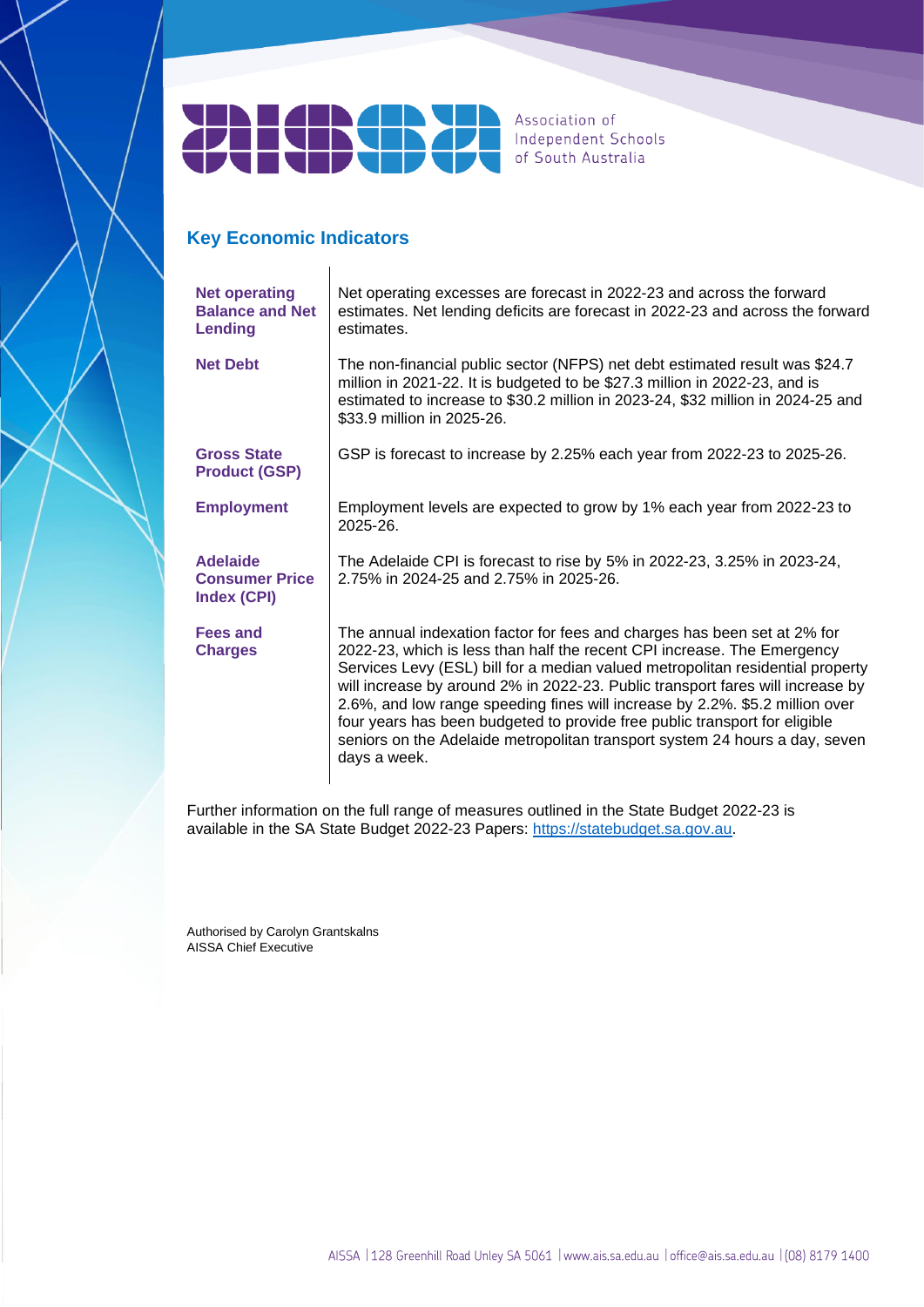## Key Economic Indicators

| | |
|---|---|
| **Net operating Balance and Net Lending** | Net operating excesses are forecast in 2022-23 and across the forward estimates. Net lending deficits are forecast in 2022-23 and across the forward estimates. |
| **Net Debt** | The non-financial public sector (NFPS) net debt estimated result was $24.7 million in 2021-22. It is budgeted to be $27.3 million in 2022-23, and is estimated to increase to $30.2 million in 2023-24, $32 million in 2024-25 and $33.9 million in 2025-26. |
| **Gross State Product (GSP)** | GSP is forecast to increase by 2.25% each year from 2022-23 to 2025-26. |
| **Employment** | Employment levels are expected to grow by 1% each year from 2022-23 to 2025-26. |
| **Adelaide Consumer Price Index (CPI)** | The Adelaide CPI is forecast to rise by 5% in 2022-23, 3.25% in 2023-24, 2.75% in 2024-25 and 2.75% in 2025-26. |
| **Fees and Charges** | The annual indexation factor for fees and charges has been set at 2% for 2022-23, which is less than half the recent CPI increase. The Emergency Services Levy (ESL) bill for a median valued metropolitan residential property will increase by around 2% in 2022-23. Public transport fares will increase by 2.6%, and low range speeding fines will increase by 2.2%. $5.2 million over four years has been budgeted to provide free public transport for eligible seniors on the Adelaide metropolitan transport system 24 hours a day, seven days a week. |

Further information on the full range of measures outlined in the State Budget 2022-23 is available in the SA State Budget 2022-23 Papers: https://statebudget.sa.gov.au.

Authorised by Carolyn Grantskalns
AISSA Chief Executive